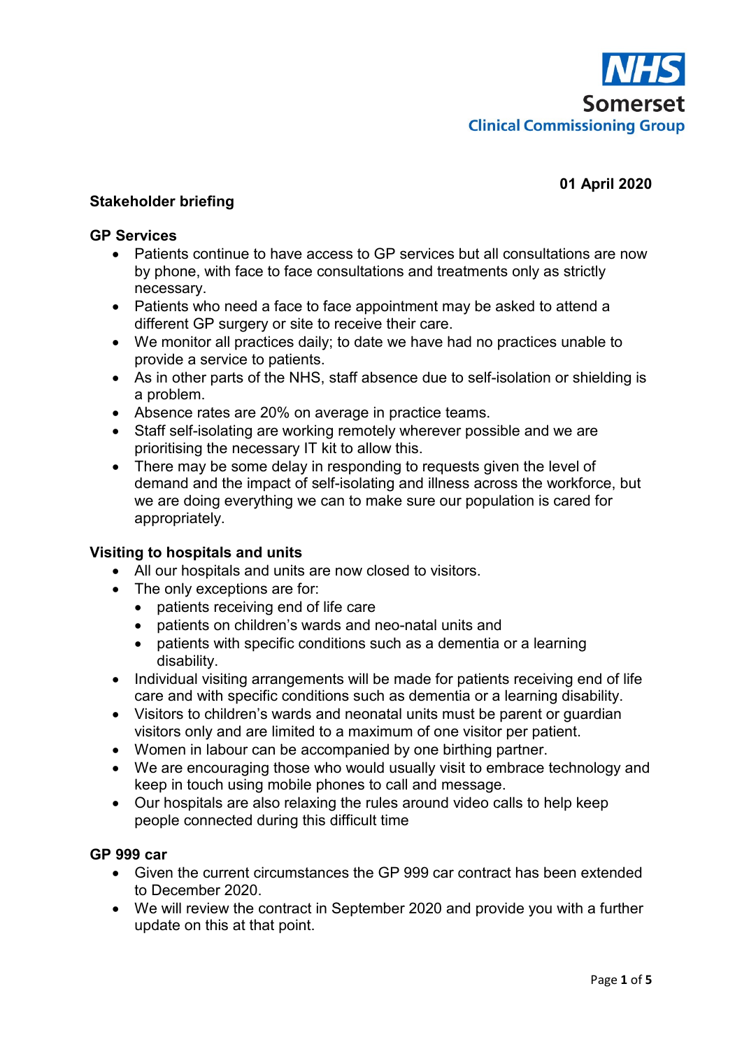NHS Somerset Clinical Commissioning Group

**01 April 2020**

**Stakeholder briefing**

**GP Services**

- Patients continue to have access to GP services but all consultations are now by phone, with face to face consultations and treatments only as strictly necessary.
- Patients who need a face to face appointment may be asked to attend a different GP surgery or site to receive their care.
- We monitor all practices daily; to date we have had no practices unable to provide a service to patients.
- As in other parts of the NHS, staff absence due to self-isolation or shielding is a problem.
- Absence rates are 20% on average in practice teams.
- Staff self-isolating are working remotely wherever possible and we are prioritising the necessary IT kit to allow this.
- There may be some delay in responding to requests given the level of demand and the impact of self-isolating and illness across the workforce, but we are doing everything we can to make sure our population is cared for appropriately.

**Visiting to hospitals and units**

- All our hospitals and units are now closed to visitors.
- The only exceptions are for:
  - patients receiving end of life care
  - patients on children's wards and neo-natal units and
  - patients with specific conditions such as a dementia or a learning disability.
- Individual visiting arrangements will be made for patients receiving end of life care and with specific conditions such as dementia or a learning disability.
- Visitors to children's wards and neonatal units must be parent or guardian visitors only and are limited to a maximum of one visitor per patient.
- Women in labour can be accompanied by one birthing partner.
- We are encouraging those who would usually visit to embrace technology and keep in touch using mobile phones to call and message.
- Our hospitals are also relaxing the rules around video calls to help keep people connected during this difficult time

**GP 999 car**

- Given the current circumstances the GP 999 car contract has been extended to December 2020.
- We will review the contract in September 2020 and provide you with a further update on this at that point.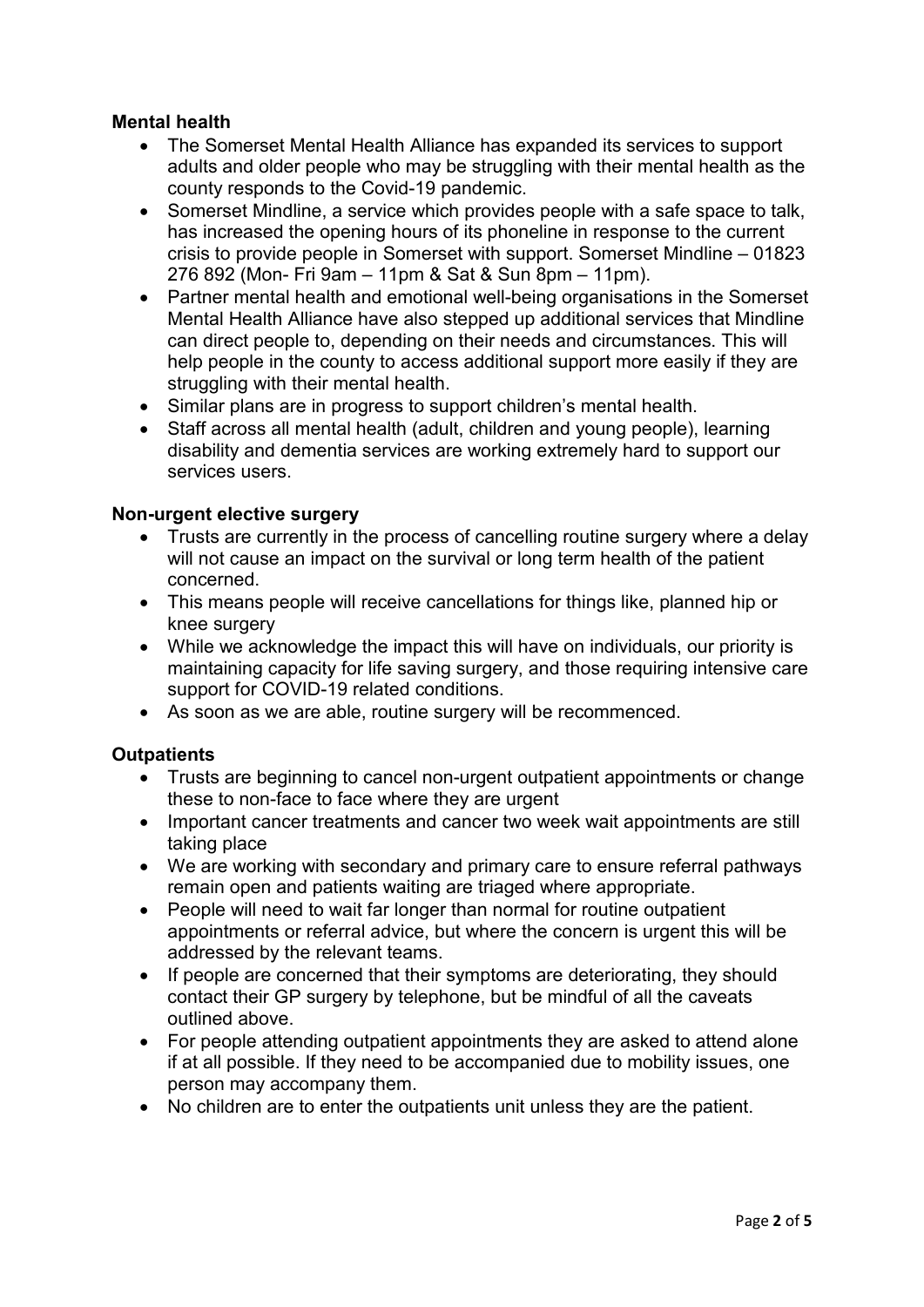**Mental health**

- The Somerset Mental Health Alliance has expanded its services to support adults and older people who may be struggling with their mental health as the county responds to the Covid-19 pandemic.
- Somerset Mindline, a service which provides people with a safe space to talk, has increased the opening hours of its phoneline in response to the current crisis to provide people in Somerset with support. Somerset Mindline – 01823 276 892 (Mon- Fri 9am – 11pm & Sat & Sun 8pm – 11pm).
- Partner mental health and emotional well-being organisations in the Somerset Mental Health Alliance have also stepped up additional services that Mindline can direct people to, depending on their needs and circumstances. This will help people in the county to access additional support more easily if they are struggling with their mental health.
- Similar plans are in progress to support children's mental health.
- Staff across all mental health (adult, children and young people), learning disability and dementia services are working extremely hard to support our services users.

**Non-urgent elective surgery**

- Trusts are currently in the process of cancelling routine surgery where a delay will not cause an impact on the survival or long term health of the patient concerned.
- This means people will receive cancellations for things like, planned hip or knee surgery
- While we acknowledge the impact this will have on individuals, our priority is maintaining capacity for life saving surgery, and those requiring intensive care support for COVID-19 related conditions.
- As soon as we are able, routine surgery will be recommenced.

**Outpatients**

- Trusts are beginning to cancel non-urgent outpatient appointments or change these to non-face to face where they are urgent
- Important cancer treatments and cancer two week wait appointments are still taking place
- We are working with secondary and primary care to ensure referral pathways remain open and patients waiting are triaged where appropriate.
- People will need to wait far longer than normal for routine outpatient appointments or referral advice, but where the concern is urgent this will be addressed by the relevant teams.
- If people are concerned that their symptoms are deteriorating, they should contact their GP surgery by telephone, but be mindful of all the caveats outlined above.
- For people attending outpatient appointments they are asked to attend alone if at all possible. If they need to be accompanied due to mobility issues, one person may accompany them.
- No children are to enter the outpatients unit unless they are the patient.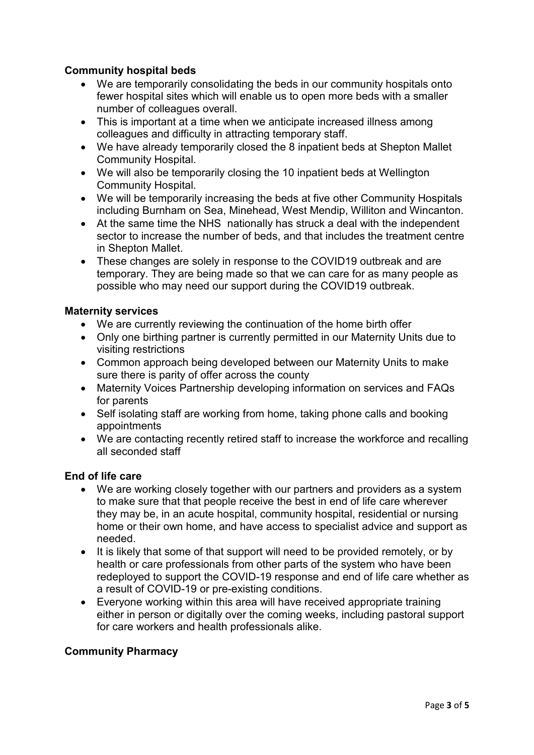**Community hospital beds**

- We are temporarily consolidating the beds in our community hospitals onto fewer hospital sites which will enable us to open more beds with a smaller number of colleagues overall.
- This is important at a time when we anticipate increased illness among colleagues and difficulty in attracting temporary staff.
- We have already temporarily closed the 8 inpatient beds at Shepton Mallet Community Hospital.
- We will also be temporarily closing the 10 inpatient beds at Wellington Community Hospital.
- We will be temporarily increasing the beds at five other Community Hospitals including Burnham on Sea, Minehead, West Mendip, Williton and Wincanton.
- At the same time the NHS nationally has struck a deal with the independent sector to increase the number of beds, and that includes the treatment centre in Shepton Mallet.
- These changes are solely in response to the COVID19 outbreak and are temporary. They are being made so that we can care for as many people as possible who may need our support during the COVID19 outbreak.

**Maternity services**

- We are currently reviewing the continuation of the home birth offer
- Only one birthing partner is currently permitted in our Maternity Units due to visiting restrictions
- Common approach being developed between our Maternity Units to make sure there is parity of offer across the county
- Maternity Voices Partnership developing information on services and FAQs for parents
- Self isolating staff are working from home, taking phone calls and booking appointments
- We are contacting recently retired staff to increase the workforce and recalling all seconded staff

**End of life care**

- We are working closely together with our partners and providers as a system to make sure that that people receive the best in end of life care wherever they may be, in an acute hospital, community hospital, residential or nursing home or their own home, and have access to specialist advice and support as needed.
- It is likely that some of that support will need to be provided remotely, or by health or care professionals from other parts of the system who have been redeployed to support the COVID-19 response and end of life care whether as a result of COVID-19 or pre-existing conditions.
- Everyone working within this area will have received appropriate training either in person or digitally over the coming weeks, including pastoral support for care workers and health professionals alike.

**Community Pharmacy**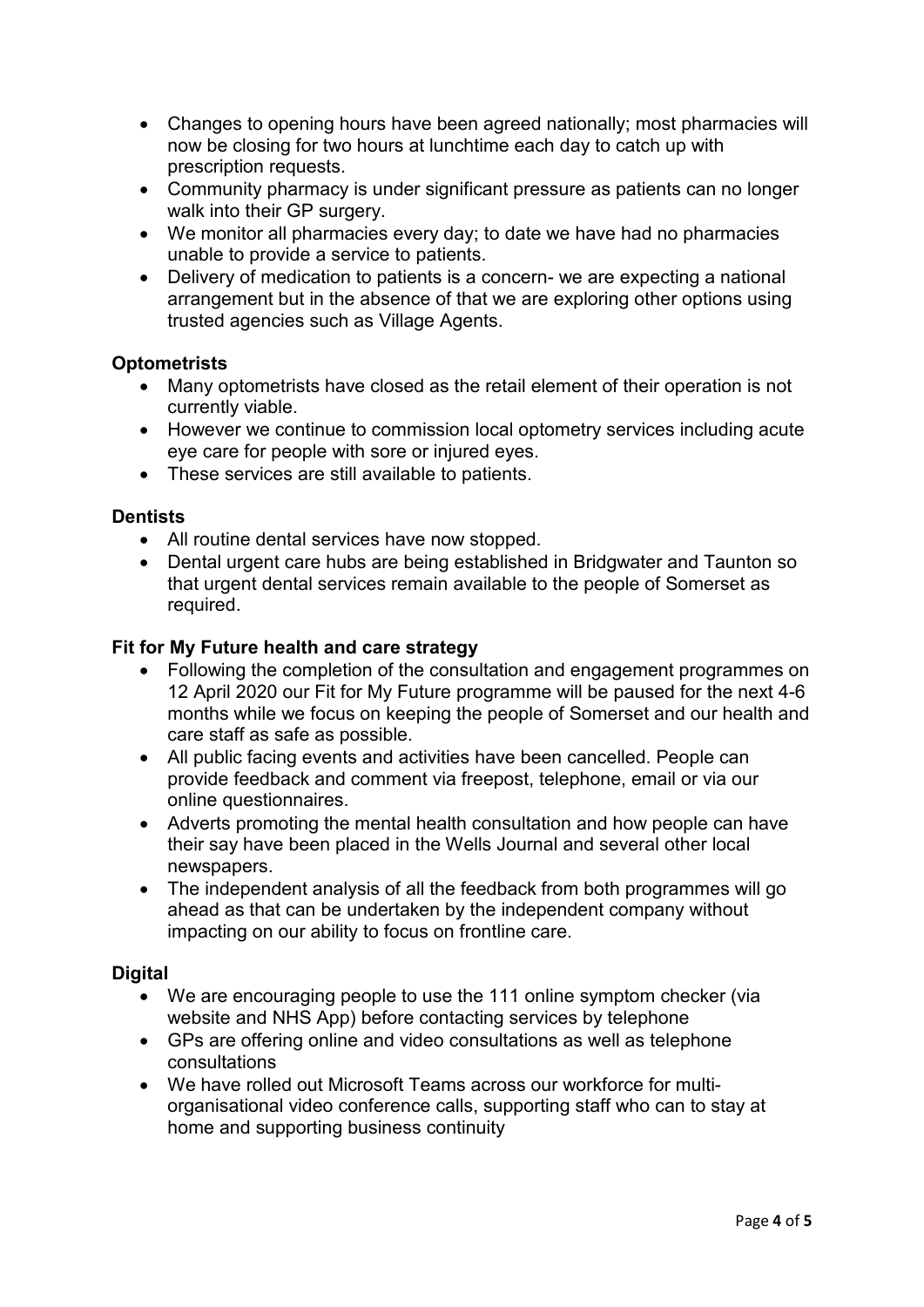- Changes to opening hours have been agreed nationally; most pharmacies will now be closing for two hours at lunchtime each day to catch up with prescription requests.
- Community pharmacy is under significant pressure as patients can no longer walk into their GP surgery.
- We monitor all pharmacies every day; to date we have had no pharmacies unable to provide a service to patients.
- Delivery of medication to patients is a concern- we are expecting a national arrangement but in the absence of that we are exploring other options using trusted agencies such as Village Agents.

**Optometrists**

- Many optometrists have closed as the retail element of their operation is not currently viable.
- However we continue to commission local optometry services including acute eye care for people with sore or injured eyes.
- These services are still available to patients.

**Dentists**

- All routine dental services have now stopped.
- Dental urgent care hubs are being established in Bridgwater and Taunton so that urgent dental services remain available to the people of Somerset as required.

**Fit for My Future health and care strategy**

- Following the completion of the consultation and engagement programmes on 12 April 2020 our Fit for My Future programme will be paused for the next 4-6 months while we focus on keeping the people of Somerset and our health and care staff as safe as possible.
- All public facing events and activities have been cancelled. People can provide feedback and comment via freepost, telephone, email or via our online questionnaires.
- Adverts promoting the mental health consultation and how people can have their say have been placed in the Wells Journal and several other local newspapers.
- The independent analysis of all the feedback from both programmes will go ahead as that can be undertaken by the independent company without impacting on our ability to focus on frontline care.

**Digital**

- We are encouraging people to use the 111 online symptom checker (via website and NHS App) before contacting services by telephone
- GPs are offering online and video consultations as well as telephone consultations
- We have rolled out Microsoft Teams across our workforce for multi-organisational video conference calls, supporting staff who can to stay at home and supporting business continuity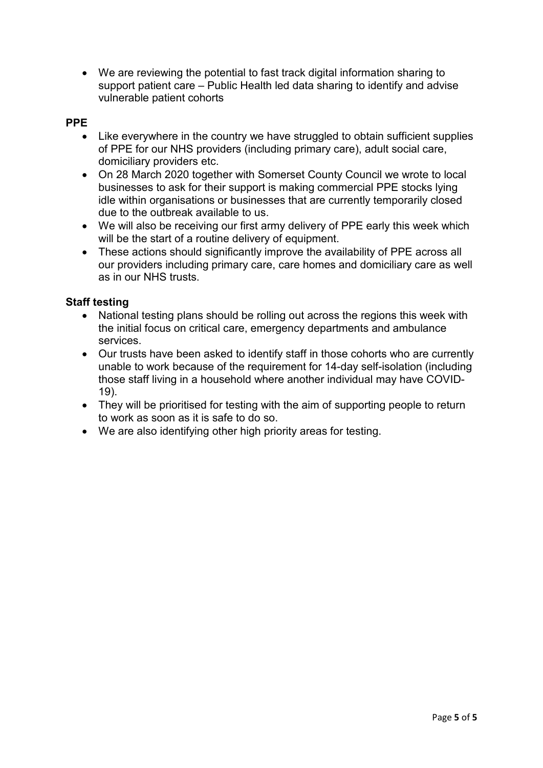- We are reviewing the potential to fast track digital information sharing to support patient care – Public Health led data sharing to identify and advise vulnerable patient cohorts

**PPE**

- Like everywhere in the country we have struggled to obtain sufficient supplies of PPE for our NHS providers (including primary care), adult social care, domiciliary providers etc.
- On 28 March 2020 together with Somerset County Council we wrote to local businesses to ask for their support is making commercial PPE stocks lying idle within organisations or businesses that are currently temporarily closed due to the outbreak available to us.
- We will also be receiving our first army delivery of PPE early this week which will be the start of a routine delivery of equipment.
- These actions should significantly improve the availability of PPE across all our providers including primary care, care homes and domiciliary care as well as in our NHS trusts.

**Staff testing**

- National testing plans should be rolling out across the regions this week with the initial focus on critical care, emergency departments and ambulance services.
- Our trusts have been asked to identify staff in those cohorts who are currently unable to work because of the requirement for 14-day self-isolation (including those staff living in a household where another individual may have COVID-19).
- They will be prioritised for testing with the aim of supporting people to return to work as soon as it is safe to do so.
- We are also identifying other high priority areas for testing.